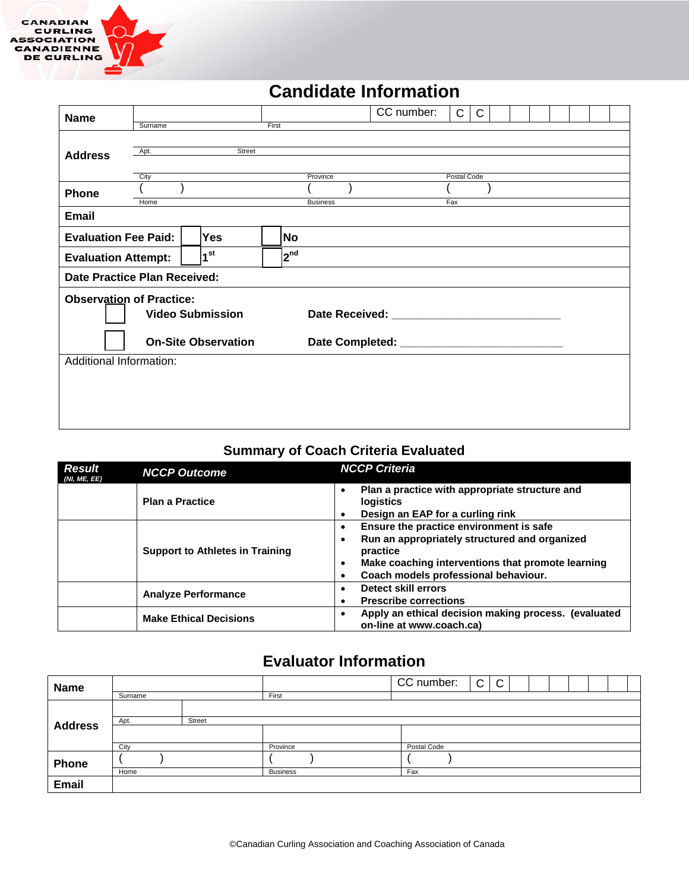CANADIAN CURLING ASSOCIATION CANADIENNE DE CURLING

# Candidate Information

| **Name** | Surname | First | CC number: C C |
|---|---|---|---|
| **Address** | Apt. | Street | |
| | City | Province | Postal Code |
| **Phone** | ( ) Home | ( ) Business | ( ) Fax |
| **Email** | | | |

**Evaluation Fee Paid:** ☐ Yes ☐ No

**Evaluation Attempt:** ☐ 1st ☐ 2nd

**Date Practice Plan Received:**

**Observation of Practice:**

☐ **Video Submission** **Date Received:** ___________________________

☐ **On-Site Observation** **Date Completed:** ___________________________

Additional Information:

## Summary of Coach Criteria Evaluated

| *Result* (*NI, ME, EE*) | *NCCP Outcome* | *NCCP Criteria* |
|---|---|---|
| | **Plan a Practice** | • **Plan a practice with appropriate structure and logistics**<br>• **Design an EAP for a curling rink** |
| | **Support to Athletes in Training** | • **Ensure the practice environment is safe**<br>• **Run an appropriately structured and organized practice**<br>• **Make coaching interventions that promote learning**<br>• **Coach models professional behaviour.** |
| | **Analyze Performance** | • **Detect skill errors**<br>• **Prescribe corrections** |
| | **Make Ethical Decisions** | • **Apply an ethical decision making process. (evaluated on-line at www.coach.ca)** |

# Evaluator Information

| **Name** | Surname | First | CC number: C C |
|---|---|---|---|
| **Address** | Apt. | Street | |
| | City | Province | Postal Code |
| **Phone** | ( ) Home | ( ) Business | ( ) Fax |
| **Email** | | | |

©Canadian Curling Association and Coaching Association of Canada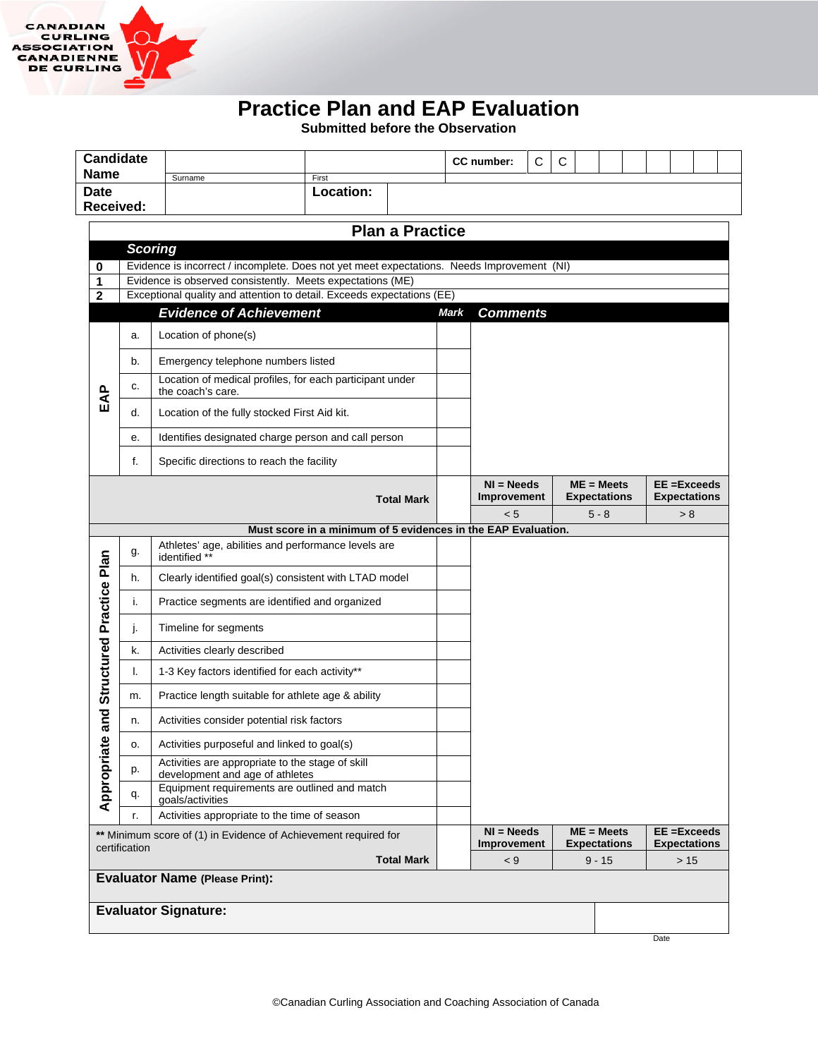CANADIAN CURLING ASSOCIATION
CANADIENNE DE CURLING

# Practice Plan and EAP Evaluation

**Submitted before the Observation**

| **Candidate Name** | | | **CC number:** | C | C | | | | | | | |
|---|---|---|---|---|---|---|---|---|---|---|---|---|
| | Surname | First | | | | | | | | | | |
| **Date Received:** | | **Location:** | | | | | | | | | | |

## Plan a Practice

### *Scoring*

| | |
|---|---|
| **0** | Evidence is incorrect / incomplete. Does not yet meet expectations. Needs Improvement (NI) |
| **1** | Evidence is observed consistently. Meets expectations (ME) |
| **2** | Exceptional quality and attention to detail. Exceeds expectations (EE) |

| | | ***Evidence of Achievement*** | ***Mark*** | ***Comments*** | | |
|---|---|---|---|---|---|---|
| **EAP** | a. | Location of phone(s) | | | | |
| | b. | Emergency telephone numbers listed | | | | |
| | c. | Location of medical profiles, for each participant under the coach's care. | | | | |
| | d. | Location of the fully stocked First Aid kit. | | | | |
| | e. | Identifies designated charge person and call person | | | | |
| | f. | Specific directions to reach the facility | | | | |
| | | **Total Mark** | | **NI = Needs Improvement** | **ME = Meets Expectations** | **EE =Exceeds Expectations** |
| | | | | < 5 | 5 - 8 | > 8 |
| **Must score in a minimum of 5 evidences in the EAP Evaluation.** | | | | | | |
| **Appropriate and Structured Practice Plan** | g. | Athletes' age, abilities and performance levels are identified ** | | | | |
| | h. | Clearly identified goal(s) consistent with LTAD model | | | | |
| | i. | Practice segments are identified and organized | | | | |
| | j. | Timeline for segments | | | | |
| | k. | Activities clearly described | | | | |
| | l. | 1-3 Key factors identified for each activity** | | | | |
| | m. | Practice length suitable for athlete age & ability | | | | |
| | n. | Activities consider potential risk factors | | | | |
| | o. | Activities purposeful and linked to goal(s) | | | | |
| | p. | Activities are appropriate to the stage of skill development and age of athletes | | | | |
| | q. | Equipment requirements are outlined and match goals/activities | | | | |
| | r. | Activities appropriate to the time of season | | | | |
| ** Minimum score of (1) in Evidence of Achievement required for certification | | **Total Mark** | | **NI = Needs Improvement** | **ME = Meets Expectations** | **EE =Exceeds Expectations** |
| | | | | < 9 | 9 - 15 | > 15 |

**Evaluator Name (Please Print):**

**Evaluator Signature:** ____________________ Date

©Canadian Curling Association and Coaching Association of Canada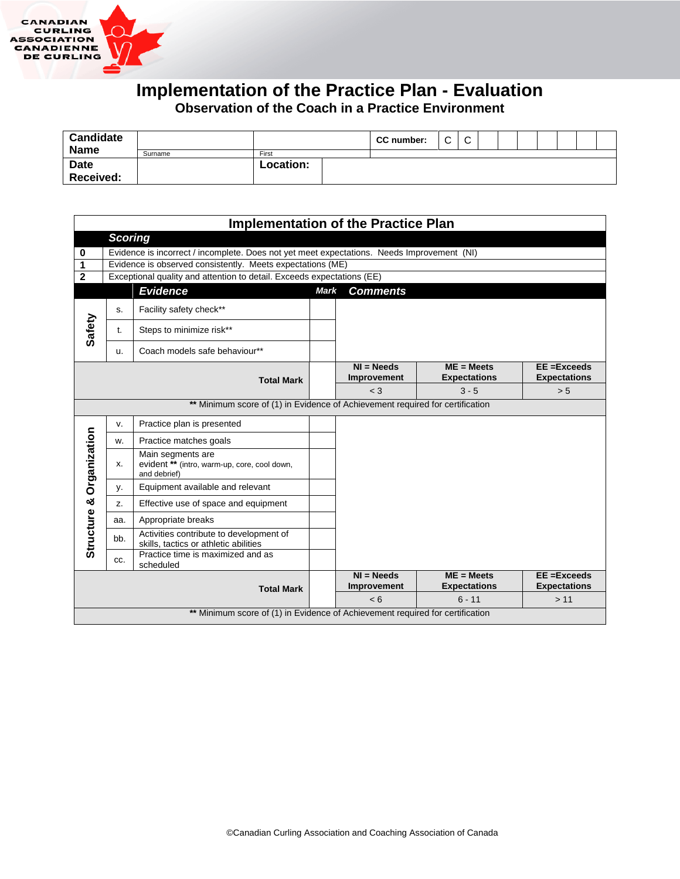CANADIAN CURLING ASSOCIATION
CANADIENNE DE CURLING

# Implementation of the Practice Plan - Evaluation

## Observation of the Coach in a Practice Environment

| Candidate Name | | | CC number: | C | C | | | | | | | |
|---|---|---|---|---|---|---|---|---|---|---|---|---|
| | Surname | First | | | | | | | | | | |
| Date Received: | | Location: | | | | | | | | | | |

## Implementation of the Practice Plan

| | | | | | |
|---|---|---|---|---|---|
| **Scoring** | | | | | |
| **0** | Evidence is incorrect / incomplete. Does not yet meet expectations. Needs Improvement (NI) | | | | |
| **1** | Evidence is observed consistently. Meets expectations (ME) | | | | |
| **2** | Exceptional quality and attention to detail. Exceeds expectations (EE) | | | | |

| | | ***Evidence*** | ***Mark*** | ***Comments*** | | |
|---|---|---|---|---|---|---|
| **Safety** | s. | Facility safety check** | | | | |
| | t. | Steps to minimize risk** | | | | |
| | u. | Coach models safe behaviour** | | | | |
| | | **Total Mark** | | **NI = Needs Improvement** | **ME = Meets Expectations** | **EE =Exceeds Expectations** |
| | | | | < 3 | 3 - 5 | > 5 |
| ** Minimum score of (1) in Evidence of Achievement required for certification | | | | | | |
| **Structure & Organization** | v. | Practice plan is presented | | | | |
| | w. | Practice matches goals | | | | |
| | x. | Main segments are evident ** (intro, warm-up, core, cool down, and debrief) | | | | |
| | y. | Equipment available and relevant | | | | |
| | z. | Effective use of space and equipment | | | | |
| | aa. | Appropriate breaks | | | | |
| | bb. | Activities contribute to development of skills, tactics or athletic abilities | | | | |
| | cc. | Practice time is maximized and as scheduled | | | | |
| | | **Total Mark** | | **NI = Needs Improvement** | **ME = Meets Expectations** | **EE =Exceeds Expectations** |
| | | | | < 6 | 6 - 11 | > 11 |
| ** Minimum score of (1) in Evidence of Achievement required for certification | | | | | | |

©Canadian Curling Association and Coaching Association of Canada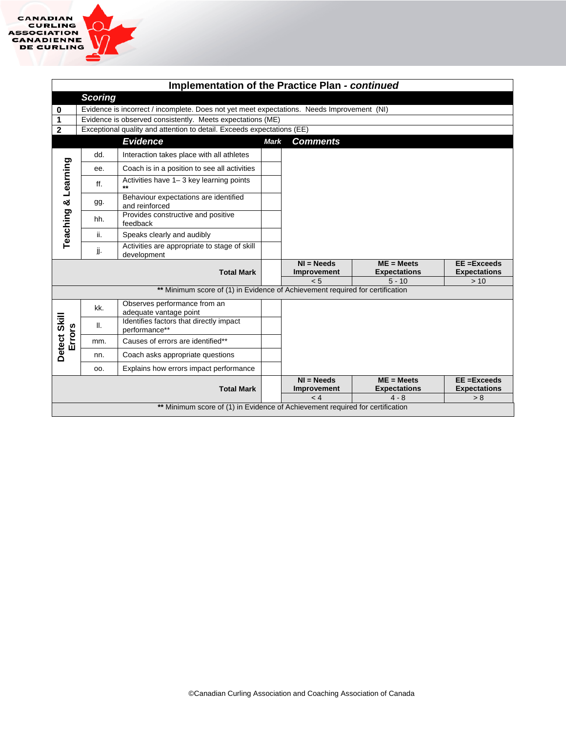## Implementation of the Practice Plan - *continued*

### Scoring

| | |
|---|---|
| **0** | Evidence is incorrect / incomplete. Does not yet meet expectations. Needs Improvement (NI) |
| **1** | Evidence is observed consistently. Meets expectations (ME) |
| **2** | Exceptional quality and attention to detail. Exceeds expectations (EE) |

| | | *Evidence* | *Mark* | *Comments* | | |
|---|---|---|---|---|---|---|
| **Teaching & Learning** | dd. | Interaction takes place with all athletes | | | | |
| | ee. | Coach is in a position to see all activities | | | | |
| | ff. | Activities have 1– 3 key learning points ** | | | | |
| | gg. | Behaviour expectations are identified and reinforced | | | | |
| | hh. | Provides constructive and positive feedback | | | | |
| | ii. | Speaks clearly and audibly | | | | |
| | jj. | Activities are appropriate to stage of skill development | | | | |
| | | **Total Mark** | | **NI = Needs Improvement** | **ME = Meets Expectations** | **EE =Exceeds Expectations** |
| | | | | < 5 | 5 - 10 | > 10 |
| ** Minimum score of (1) in Evidence of Achievement required for certification | | | | | | |
| **Detect Skill Errors** | kk. | Observes performance from an adequate vantage point | | | | |
| | ll. | Identifies factors that directly impact performance** | | | | |
| | mm. | Causes of errors are identified** | | | | |
| | nn. | Coach asks appropriate questions | | | | |
| | oo. | Explains how errors impact performance | | | | |
| | | **Total Mark** | | **NI = Needs Improvement** | **ME = Meets Expectations** | **EE =Exceeds Expectations** |
| | | | | < 4 | 4 - 8 | > 8 |
| ** Minimum score of (1) in Evidence of Achievement required for certification | | | | | | |

©Canadian Curling Association and Coaching Association of Canada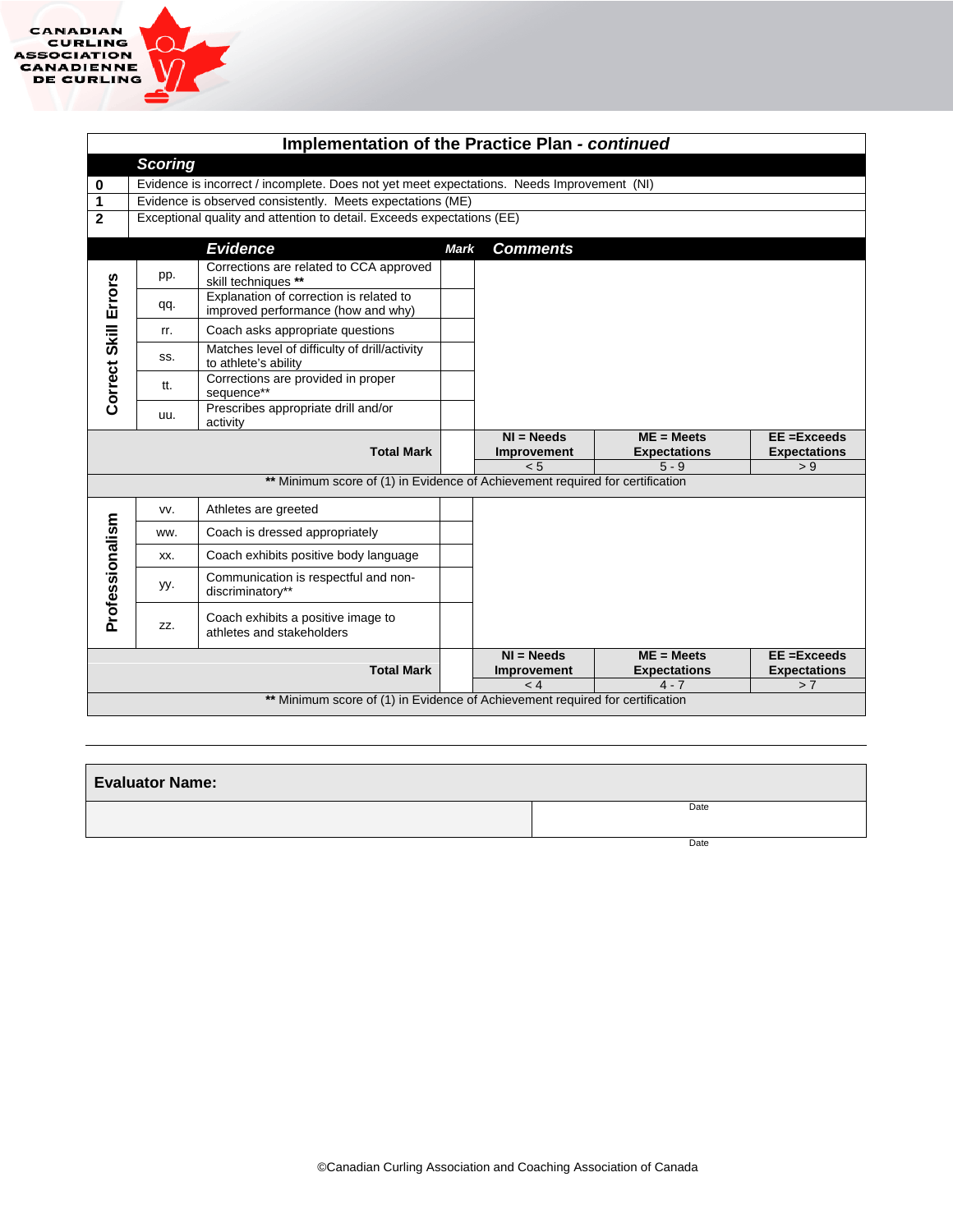## Implementation of the Practice Plan - *continued*

### *Scoring*

| Score | Description |
|---|---|
| 0 | Evidence is incorrect / incomplete. Does not yet meet expectations. Needs Improvement (NI) |
| 1 | Evidence is observed consistently. Meets expectations (ME) |
| 2 | Exceptional quality and attention to detail. Exceeds expectations (EE) |

| | | *Evidence* | *Mark* | *Comments* | | |
|---|---|---|---|---|---|---|
| **Correct Skill Errors** | pp. | Corrections are related to CCA approved skill techniques ** | | | | |
| | qq. | Explanation of correction is related to improved performance (how and why) | | | | |
| | rr. | Coach asks appropriate questions | | | | |
| | ss. | Matches level of difficulty of drill/activity to athlete's ability | | | | |
| | tt. | Corrections are provided in proper sequence** | | | | |
| | uu. | Prescribes appropriate drill and/or activity | | | | |
| | | **Total Mark** | | **NI = Needs Improvement** | **ME = Meets Expectations** | **EE =Exceeds Expectations** |
| | | | | < 5 | 5 - 9 | > 9 |
| ** Minimum score of (1) in Evidence of Achievement required for certification | | | | | | |
| **Professionalism** | vv. | Athletes are greeted | | | | |
| | ww. | Coach is dressed appropriately | | | | |
| | xx. | Coach exhibits positive body language | | | | |
| | yy. | Communication is respectful and non-discriminatory** | | | | |
| | zz. | Coach exhibits a positive image to athletes and stakeholders | | | | |
| | | **Total Mark** | | **NI = Needs Improvement** | **ME = Meets Expectations** | **EE =Exceeds Expectations** |
| | | | | < 4 | 4 - 7 | > 7 |
| ** Minimum score of (1) in Evidence of Achievement required for certification | | | | | | |

| **Evaluator Name:** | |
|---|---|
| | Date |

Date

©Canadian Curling Association and Coaching Association of Canada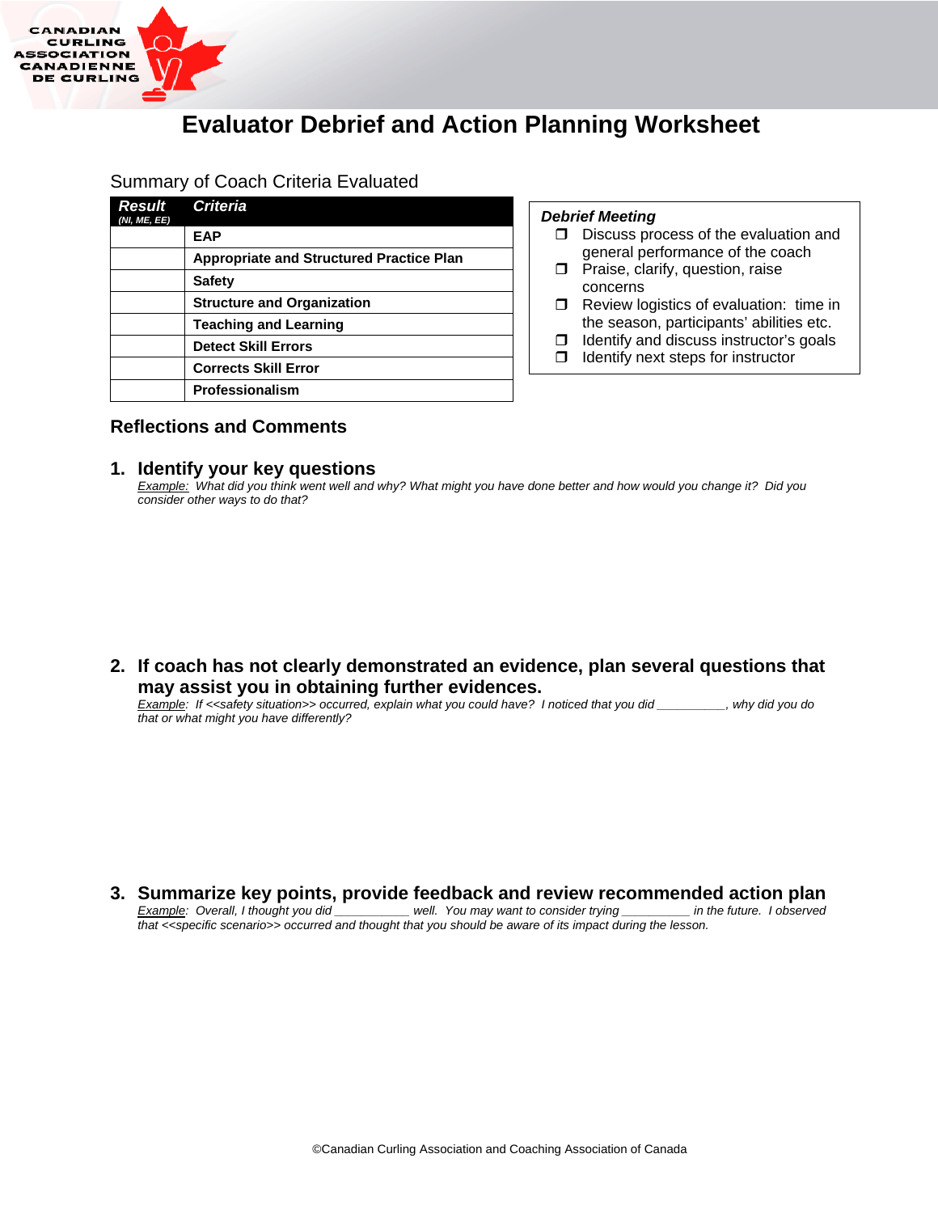# Evaluator Debrief and Action Planning Worksheet

Summary of Coach Criteria Evaluated

| ***Result*** *(NI, ME, EE)* | ***Criteria*** |
|---|---|
| | **EAP** |
| | **Appropriate and Structured Practice Plan** |
| | **Safety** |
| | **Structure and Organization** |
| | **Teaching and Learning** |
| | **Detect Skill Errors** |
| | **Corrects Skill Error** |
| | **Professionalism** |

***Debrief Meeting***

- ❒ Discuss process of the evaluation and general performance of the coach
- ❒ Praise, clarify, question, raise concerns
- ❒ Review logistics of evaluation: time in the season, participants' abilities etc.
- ❒ Identify and discuss instructor's goals
- ❒ Identify next steps for instructor

## Reflections and Comments

### 1. Identify your key questions

*Example: What did you think went well and why? What might you have done better and how would you change it? Did you consider other ways to do that?*

### 2. If coach has not clearly demonstrated an evidence, plan several questions that may assist you in obtaining further evidences.

*Example: If <<safety situation>> occurred, explain what you could have? I noticed that you did __________, why did you do that or what might you have differently?*

### 3. Summarize key points, provide feedback and review recommended action plan

*Example: Overall, I thought you did ___________ well. You may want to consider trying __________ in the future. I observed that <<specific scenario>> occurred and thought that you should be aware of its impact during the lesson.*

©Canadian Curling Association and Coaching Association of Canada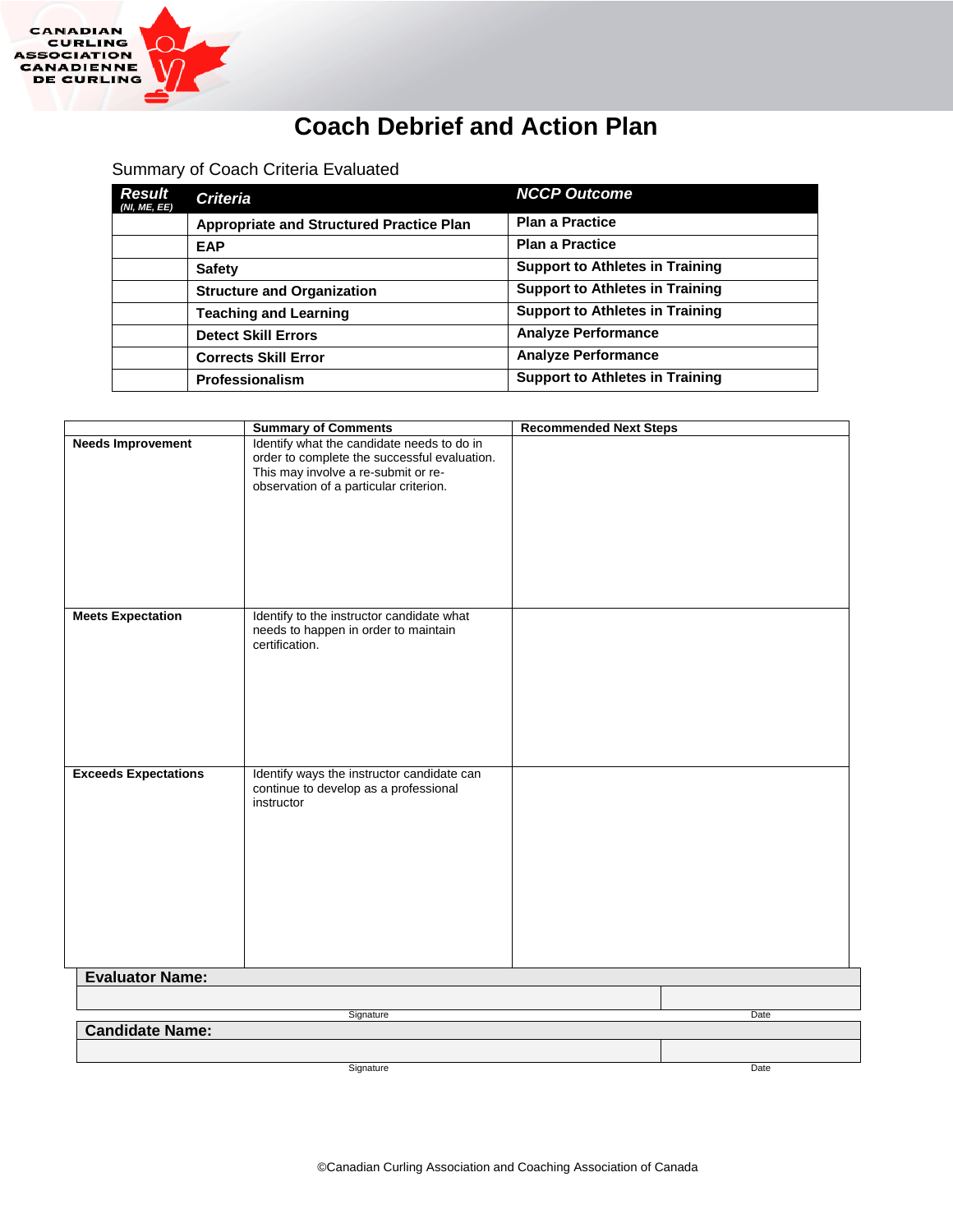# Coach Debrief and Action Plan

Summary of Coach Criteria Evaluated

| *Result* (*NI, ME, EE*) | *Criteria* | *NCCP Outcome* |
|---|---|---|
| | **Appropriate and Structured Practice Plan** | **Plan a Practice** |
| | **EAP** | **Plan a Practice** |
| | **Safety** | **Support to Athletes in Training** |
| | **Structure and Organization** | **Support to Athletes in Training** |
| | **Teaching and Learning** | **Support to Athletes in Training** |
| | **Detect Skill Errors** | **Analyze Performance** |
| | **Corrects Skill Error** | **Analyze Performance** |
| | **Professionalism** | **Support to Athletes in Training** |

| | **Summary of Comments** | **Recommended Next Steps** |
|---|---|---|
| **Needs Improvement** | Identify what the candidate needs to do in order to complete the successful evaluation. This may involve a re-submit or re-observation of a particular criterion. | |
| **Meets Expectation** | Identify to the instructor candidate what needs to happen in order to maintain certification. | |
| **Exceeds Expectations** | Identify ways the instructor candidate can continue to develop as a professional instructor | |

| **Evaluator Name:** | |
|---|---|
| | |
| Signature | Date |

| **Candidate Name:** | |
|---|---|
| | |
| Signature | Date |

©Canadian Curling Association and Coaching Association of Canada